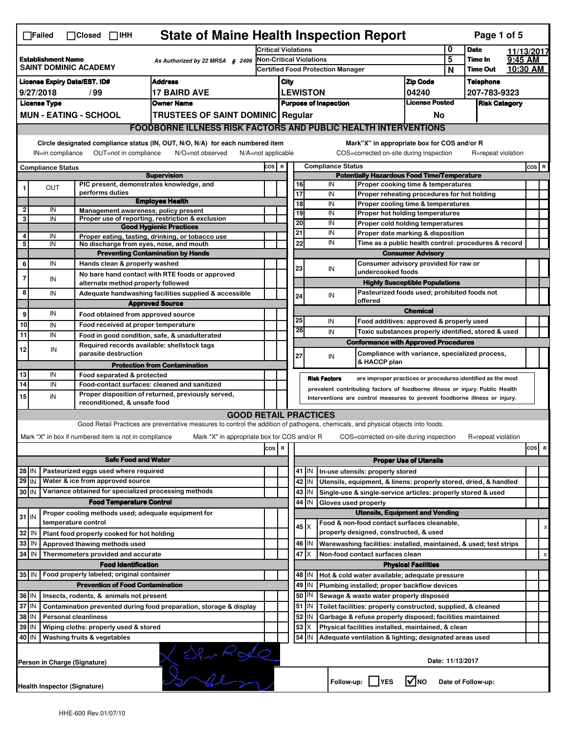☐Failed ☐Closed ☐IHH

# State of Maine Health Inspection Report

Page 1 of 5

| | | | |
|---|---|---|---|
| **Establishment Name** SAINT DOMINIC ACADEMY | As Authorized by 22 MRSA § 2496 | Critical Violations | 0 |
| | | Non-Critical Violations | 5 |
| | | Certified Food Protection Manager | N |

**Date** 11/13/2017 **Time In** 9:45 AM **Time Out** 10:30 AM

| License Expiry Date/EST. ID# | Address | City | Zip Code | Telephone |
|---|---|---|---|---|
| 9/27/2018 / 99 | 17 BAIRD AVE | LEWISTON | 04240 | 207-783-9323 |
| **License Type** | **Owner Name** | **Purpose of Inspection** | **License Posted** | **Risk Category** |
| MUN - EATING - SCHOOL | TRUSTEES OF SAINT DOMINIC | Regular | No | |

## FOODBORNE ILLNESS RISK FACTORS AND PUBLIC HEALTH INTERVENTIONS

Circle designated compliance status (IN, OUT, N/O, N/A) for each numbered item — IN=in compliance OUT=not in compliance N/O=not observed N/A=not applicable

Mark"X" in appropriate box for COS and/or R — COS=corrected on-site during inspection R=repeat violation

| # | Compliance Status | | COS | R |
|---|---|---|---|---|
| | | **Supervision** | | |
| 1 | OUT | PIC present, demonstrates knowledge, and performs duties | | |
| | | **Employee Health** | | |
| 2 | IN | Management awareness; policy present | | |
| 3 | IN | Proper use of reporting, restriction & exclusion | | |
| | | **Good Hygienic Practices** | | |
| 4 | IN | Proper eating, tasting, drinking, or tobacco use | | |
| 5 | IN | No discharge from eyes, nose, and mouth | | |
| | | **Preventing Contamination by Hands** | | |
| 6 | IN | Hands clean & properly washed | | |
| 7 | IN | No bare hand contact with RTE foods or approved alternate method properly followed | | |
| 8 | IN | Adequate handwashing facilities supplied & accessible | | |
| | | **Approved Source** | | |
| 9 | IN | Food obtained from approved source | | |
| 10 | IN | Food received at proper temperature | | |
| 11 | IN | Food in good condition, safe, & unadulterated | | |
| 12 | IN | Required records available: shellstock tags parasite destruction | | |
| | | **Protection from Contamination** | | |
| 13 | IN | Food separated & protected | | |
| 14 | IN | Food-contact surfaces: cleaned and sanitized | | |
| 15 | IN | Proper disposition of returned, previously served, reconditioned, & unsafe food | | |
| | | **Potentially Hazardous Food Time/Temperature** | | |
| 16 | IN | Proper cooking time & temperatures | | |
| 17 | IN | Proper reheating procedures for hot holding | | |
| 18 | IN | Proper cooling time & temperatures | | |
| 19 | IN | Proper hot holding temperatures | | |
| 20 | IN | Proper cold holding temperatures | | |
| 21 | IN | Proper date marking & disposition | | |
| 22 | IN | Time as a public health control: procedures & record | | |
| | | **Consumer Advisory** | | |
| 23 | IN | Consumer advisory provided for raw or undercooked foods | | |
| | | **Highly Susceptible Populations** | | |
| 24 | IN | Pasteurized foods used; prohibited foods not offered | | |
| | | **Chemical** | | |
| 25 | IN | Food additives: approved & properly used | | |
| 26 | IN | Toxic substances properly identified, stored & used | | |
| | | **Conformance with Approved Procedures** | | |
| 27 | IN | Compliance with variance, specialized process, & HACCP plan | | |

**Risk Factors** are improper practices or procedures identified as the most prevalent contributing factors of foodborne illness or injury. Public Health Interventions are control measures to prevent foodborne illness or injury.

## GOOD RETAIL PRACTICES

Good Retail Practices are preventative measures to control the addition of pathogens, chemicals, and physical objects into foods.

Mark "X" in box if numbered item is not in compliance — Mark "X" in appropriate box for COS and/or R — COS=corrected on-site during inspection R=repeat violation

| # | | | COS | R |
|---|---|---|---|---|
| | | **Safe Food and Water** | | |
| 28 | IN | Pasteurized eggs used where required | | |
| 29 | IN | Water & ice from approved source | | |
| 30 | IN | Variance obtained for specialized processing methods | | |
| | | **Food Temperature Control** | | |
| 31 | IN | Proper cooling methods used; adequate equipment for temperature control | | |
| 32 | IN | Plant food properly cooked for hot holding | | |
| 33 | IN | Approved thawing methods used | | |
| 34 | IN | Thermometers provided and accurate | | |
| | | **Food Identification** | | |
| 35 | IN | Food properly labeled; original container | | |
| | | **Prevention of Food Contamination** | | |
| 36 | IN | Insects, rodents, & animals not present | | |
| 37 | IN | Contamination prevented during food preparation, storage & display | | |
| 38 | IN | Personal cleanliness | | |
| 39 | IN | Wiping cloths: properly used & stored | | |
| 40 | IN | Washing fruits & vegetables | | |
| | | **Proper Use of Utensils** | | |
| 41 | IN | In-use utensils: properly stored | | |
| 42 | IN | Utensils, equipment, & linens: properly stored, dried, & handled | | |
| 43 | IN | Single-use & single-service articles: properly stored & used | | |
| 44 | IN | Gloves used properly | | |
| | | **Utensils, Equipment and Vending** | | |
| 45 | X | Food & non-food contact surfaces cleanable, properly designed, constructed, & used | | x |
| 46 | IN | Warewashing facilities: installed, maintained, & used; test strips | | |
| 47 | X | Non-food contact surfaces clean | | x |
| | | **Physical Facilities** | | |
| 48 | IN | Hot & cold water available; adequate pressure | | |
| 49 | IN | Plumbing installed; proper backflow devices | | |
| 50 | IN | Sewage & waste water properly disposed | | |
| 51 | IN | Toilet facilities: properly constructed, supplied, & cleaned | | |
| 52 | IN | Garbage & refuse properly disposed; facilities maintained | | |
| 53 | X | Physical facilities installed, maintained, & clean | | |
| 54 | IN | Adequate ventilation & lighting; designated areas used | | |

Person in Charge (Signature) [signature]

Date: 11/13/2017

Health Inspector (Signature) [signature]

Follow-up: ☐YES ☑NO Date of Follow-up:

HHE-600 Rev.01/07/10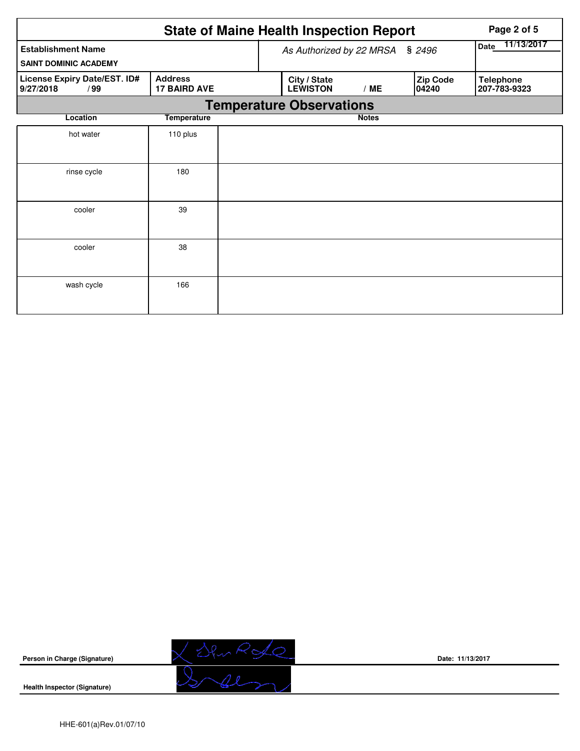# State of Maine Health Inspection Report

| Establishment Name | As Authorized by 22 MRSA § 2496 | Date 11/13/2017 |
|---|---|---|
| SAINT DOMINIC ACADEMY | | |

| License Expiry Date/EST. ID# | Address | City / State | Zip Code | Telephone |
|---|---|---|---|---|
| 9/27/2018 / 99 | 17 BAIRD AVE | LEWISTON / ME | 04240 | 207-783-9323 |

## Temperature Observations

| Location | Temperature | Notes |
|---|---|---|
| hot water | 110 plus | |
| rinse cycle | 180 | |
| cooler | 39 | |
| cooler | 38 | |
| wash cycle | 166 | |

**Person in Charge (Signature)** Date: 11/13/2017

**Health Inspector (Signature)**

HHE-601(a)Rev.01/07/10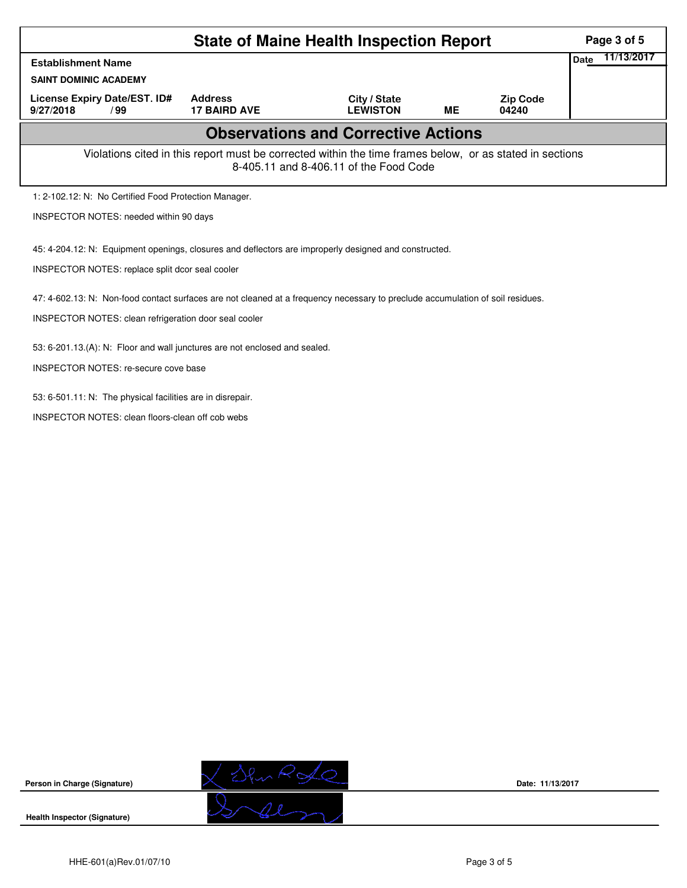# State of Maine Health Inspection Report

| Establishment Name | | | | | Date 11/13/2017 |
|---|---|---|---|---|---|
| SAINT DOMINIC ACADEMY | | | | | |
| License Expiry Date/EST. ID# | Address | City / State | | Zip Code | |
| 9/27/2018 / 99 | 17 BAIRD AVE | LEWISTON | ME | 04240 | |

## Observations and Corrective Actions

Violations cited in this report must be corrected within the time frames below, or as stated in sections 8-405.11 and 8-406.11 of the Food Code

1: 2-102.12: N: No Certified Food Protection Manager.

INSPECTOR NOTES: needed within 90 days

45: 4-204.12: N: Equipment openings, closures and deflectors are improperly designed and constructed.

INSPECTOR NOTES: replace split dcor seal cooler

47: 4-602.13: N: Non-food contact surfaces are not cleaned at a frequency necessary to preclude accumulation of soil residues.

INSPECTOR NOTES: clean refrigeration door seal cooler

53: 6-201.13.(A): N: Floor and wall junctures are not enclosed and sealed.

INSPECTOR NOTES: re-secure cove base

53: 6-501.11: N: The physical facilities are in disrepair.

INSPECTOR NOTES: clean floors-clean off cob webs

Person in Charge (Signature) Date: 11/13/2017

Health Inspector (Signature)

HHE-601(a)Rev.01/07/10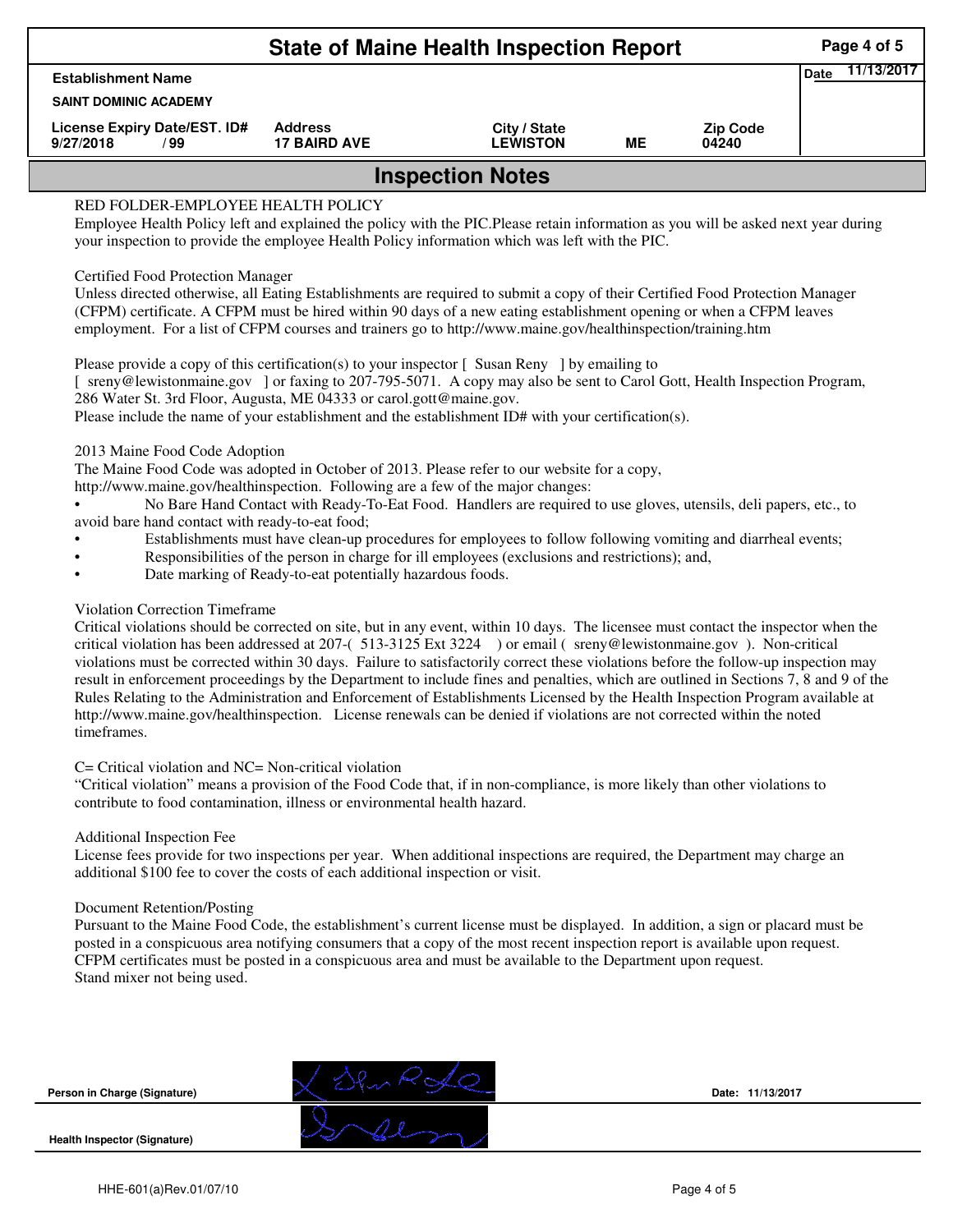# State of Maine Health Inspection Report

| Establishment Name | | | | | Date 11/13/2017 |
|---|---|---|---|---|---|
| SAINT DOMINIC ACADEMY | | | | | |
| License Expiry Date/EST. ID# | Address | City / State | | Zip Code | |
| 9/27/2018 / 99 | 17 BAIRD AVE | LEWISTON | ME | 04240 | |

## Inspection Notes

RED FOLDER-EMPLOYEE HEALTH POLICY
Employee Health Policy left and explained the policy with the PIC.Please retain information as you will be asked next year during your inspection to provide the employee Health Policy information which was left with the PIC.

Certified Food Protection Manager
Unless directed otherwise, all Eating Establishments are required to submit a copy of their Certified Food Protection Manager (CFPM) certificate. A CFPM must be hired within 90 days of a new eating establishment opening or when a CFPM leaves employment. For a list of CFPM courses and trainers go to http://www.maine.gov/healthinspection/training.htm

Please provide a copy of this certification(s) to your inspector [ Susan Reny ] by emailing to [ sreny@lewistonmaine.gov ] or faxing to 207-795-5071. A copy may also be sent to Carol Gott, Health Inspection Program, 286 Water St. 3rd Floor, Augusta, ME 04333 or carol.gott@maine.gov.
Please include the name of your establishment and the establishment ID# with your certification(s).

2013 Maine Food Code Adoption
The Maine Food Code was adopted in October of 2013. Please refer to our website for a copy, http://www.maine.gov/healthinspection. Following are a few of the major changes:

- No Bare Hand Contact with Ready-To-Eat Food. Handlers are required to use gloves, utensils, deli papers, etc., to avoid bare hand contact with ready-to-eat food;
- Establishments must have clean-up procedures for employees to follow following vomiting and diarrheal events;
- Responsibilities of the person in charge for ill employees (exclusions and restrictions); and,
- Date marking of Ready-to-eat potentially hazardous foods.

Violation Correction Timeframe
Critical violations should be corrected on site, but in any event, within 10 days. The licensee must contact the inspector when the critical violation has been addressed at 207-( 513-3125 Ext 3224 ) or email ( sreny@lewistonmaine.gov ). Non-critical violations must be corrected within 30 days. Failure to satisfactorily correct these violations before the follow-up inspection may result in enforcement proceedings by the Department to include fines and penalties, which are outlined in Sections 7, 8 and 9 of the Rules Relating to the Administration and Enforcement of Establishments Licensed by the Health Inspection Program available at http://www.maine.gov/healthinspection. License renewals can be denied if violations are not corrected within the noted timeframes.

C= Critical violation and NC= Non-critical violation
"Critical violation" means a provision of the Food Code that, if in non-compliance, is more likely than other violations to contribute to food contamination, illness or environmental health hazard.

Additional Inspection Fee
License fees provide for two inspections per year. When additional inspections are required, the Department may charge an additional $100 fee to cover the costs of each additional inspection or visit.

Document Retention/Posting
Pursuant to the Maine Food Code, the establishment's current license must be displayed. In addition, a sign or placard must be posted in a conspicuous area notifying consumers that a copy of the most recent inspection report is available upon request. CFPM certificates must be posted in a conspicuous area and must be available to the Department upon request.
Stand mixer not being used.

Person in Charge (Signature) ____________ Date: 11/13/2017

Health Inspector (Signature) ____________

HHE-601(a)Rev.01/07/10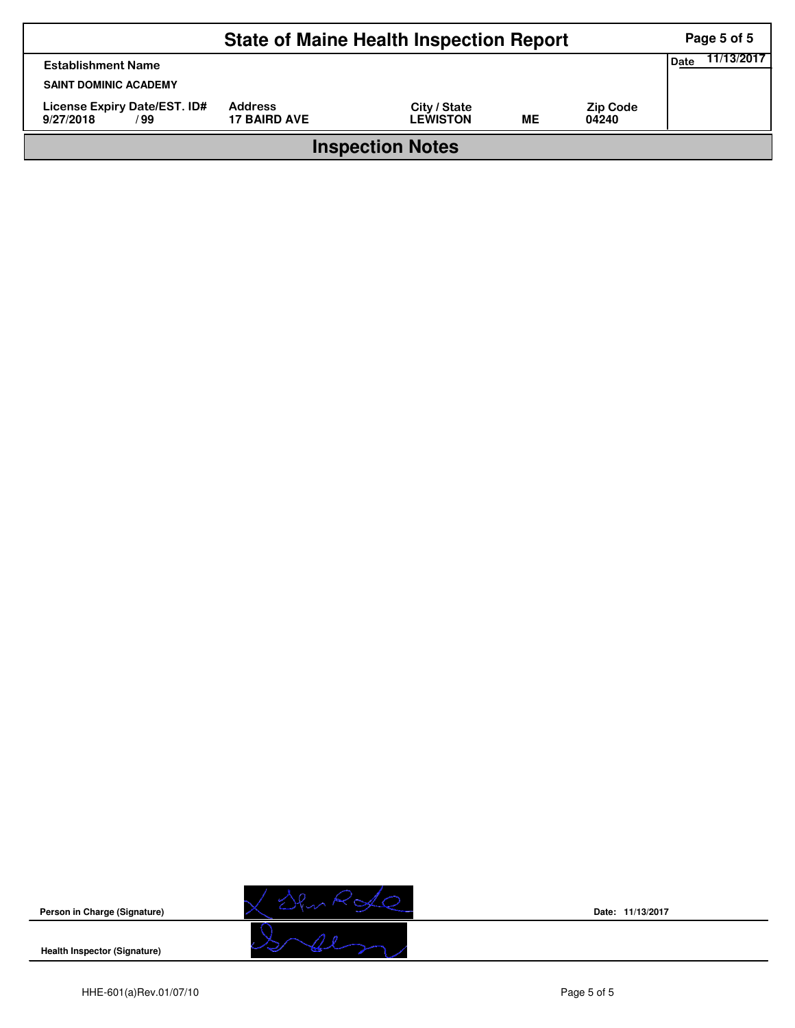# State of Maine Health Inspection Report

| | | | | | |
|---|---|---|---|---|---|
| **Establishment Name** | | | | | **Date** 11/13/2017 |
| **SAINT DOMINIC ACADEMY** | | | | | |
| **License Expiry Date/EST. ID#** 9/27/2018 / 99 | **Address** 17 BAIRD AVE | **City / State** LEWISTON | ME | **Zip Code** 04240 | |

## Inspection Notes

**Person in Charge (Signature)**

**Date:** 11/13/2017

**Health Inspector (Signature)**

HHE-601(a)Rev.01/07/10